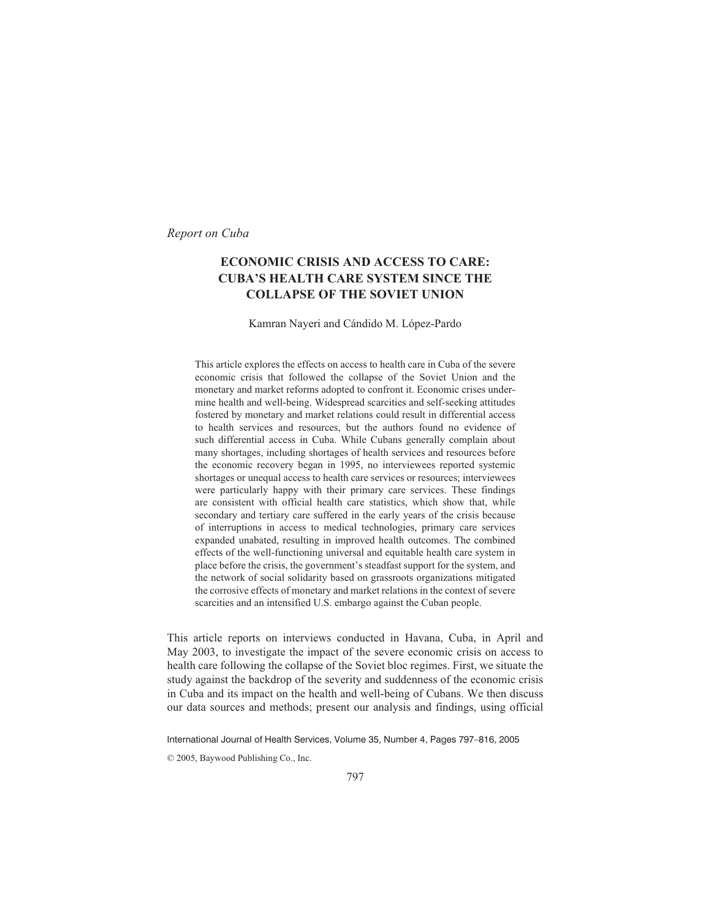*Report on Cuba*

# ECONOMIC CRISIS AND ACCESS TO CARE: CUBA'S HEALTH CARE SYSTEM SINCE THE COLLAPSE OF THE SOVIET UNION

Kamran Nayeri and Cándido M. López-Pardo

This article explores the effects on access to health care in Cuba of the severe economic crisis that followed the collapse of the Soviet Union and the monetary and market reforms adopted to confront it. Economic crises undermine health and well-being. Widespread scarcities and self-seeking attitudes fostered by monetary and market relations could result in differential access to health services and resources, but the authors found no evidence of such differential access in Cuba. While Cubans generally complain about many shortages, including shortages of health services and resources before the economic recovery began in 1995, no interviewees reported systemic shortages or unequal access to health care services or resources; interviewees were particularly happy with their primary care services. These findings are consistent with official health care statistics, which show that, while secondary and tertiary care suffered in the early years of the crisis because of interruptions in access to medical technologies, primary care services expanded unabated, resulting in improved health outcomes. The combined effects of the well-functioning universal and equitable health care system in place before the crisis, the government's steadfast support for the system, and the network of social solidarity based on grassroots organizations mitigated the corrosive effects of monetary and market relations in the context of severe scarcities and an intensified U.S. embargo against the Cuban people.

This article reports on interviews conducted in Havana, Cuba, in April and May 2003, to investigate the impact of the severe economic crisis on access to health care following the collapse of the Soviet bloc regimes. First, we situate the study against the backdrop of the severity and suddenness of the economic crisis in Cuba and its impact on the health and well-being of Cubans. We then discuss our data sources and methods; present our analysis and findings, using official

© 2005, Baywood Publishing Co., Inc.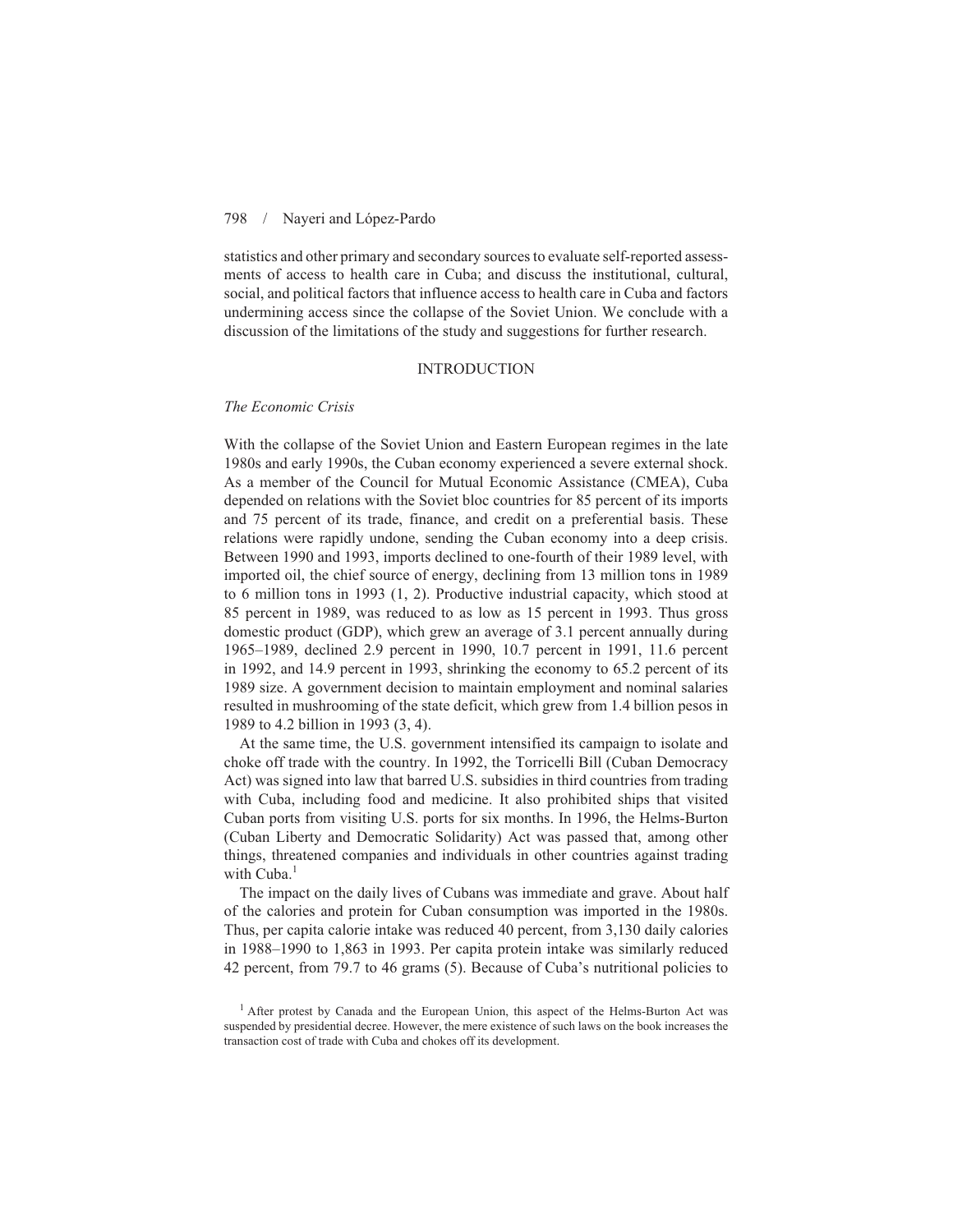statistics and other primary and secondary sources to evaluate self-reported assessments of access to health care in Cuba; and discuss the institutional, cultural, social, and political factors that influence access to health care in Cuba and factors undermining access since the collapse of the Soviet Union. We conclude with a discussion of the limitations of the study and suggestions for further research.

## INTRODUCTION

### *The Economic Crisis*

With the collapse of the Soviet Union and Eastern European regimes in the late 1980s and early 1990s, the Cuban economy experienced a severe external shock. As a member of the Council for Mutual Economic Assistance (CMEA), Cuba depended on relations with the Soviet bloc countries for 85 percent of its imports and 75 percent of its trade, finance, and credit on a preferential basis. These relations were rapidly undone, sending the Cuban economy into a deep crisis. Between 1990 and 1993, imports declined to one-fourth of their 1989 level, with imported oil, the chief source of energy, declining from 13 million tons in 1989 to 6 million tons in 1993 (1, 2). Productive industrial capacity, which stood at 85 percent in 1989, was reduced to as low as 15 percent in 1993. Thus gross domestic product (GDP), which grew an average of 3.1 percent annually during 1965–1989, declined 2.9 percent in 1990, 10.7 percent in 1991, 11.6 percent in 1992, and 14.9 percent in 1993, shrinking the economy to 65.2 percent of its 1989 size. A government decision to maintain employment and nominal salaries resulted in mushrooming of the state deficit, which grew from 1.4 billion pesos in 1989 to 4.2 billion in 1993 (3, 4).

At the same time, the U.S. government intensified its campaign to isolate and choke off trade with the country. In 1992, the Torricelli Bill (Cuban Democracy Act) was signed into law that barred U.S. subsidies in third countries from trading with Cuba, including food and medicine. It also prohibited ships that visited Cuban ports from visiting U.S. ports for six months. In 1996, the Helms-Burton (Cuban Liberty and Democratic Solidarity) Act was passed that, among other things, threatened companies and individuals in other countries against trading with Cuba.[1]

The impact on the daily lives of Cubans was immediate and grave. About half of the calories and protein for Cuban consumption was imported in the 1980s. Thus, per capita calorie intake was reduced 40 percent, from 3,130 daily calories in 1988–1990 to 1,863 in 1993. Per capita protein intake was similarly reduced 42 percent, from 79.7 to 46 grams (5). Because of Cuba's nutritional policies to

[1] After protest by Canada and the European Union, this aspect of the Helms-Burton Act was suspended by presidential decree. However, the mere existence of such laws on the book increases the transaction cost of trade with Cuba and chokes off its development.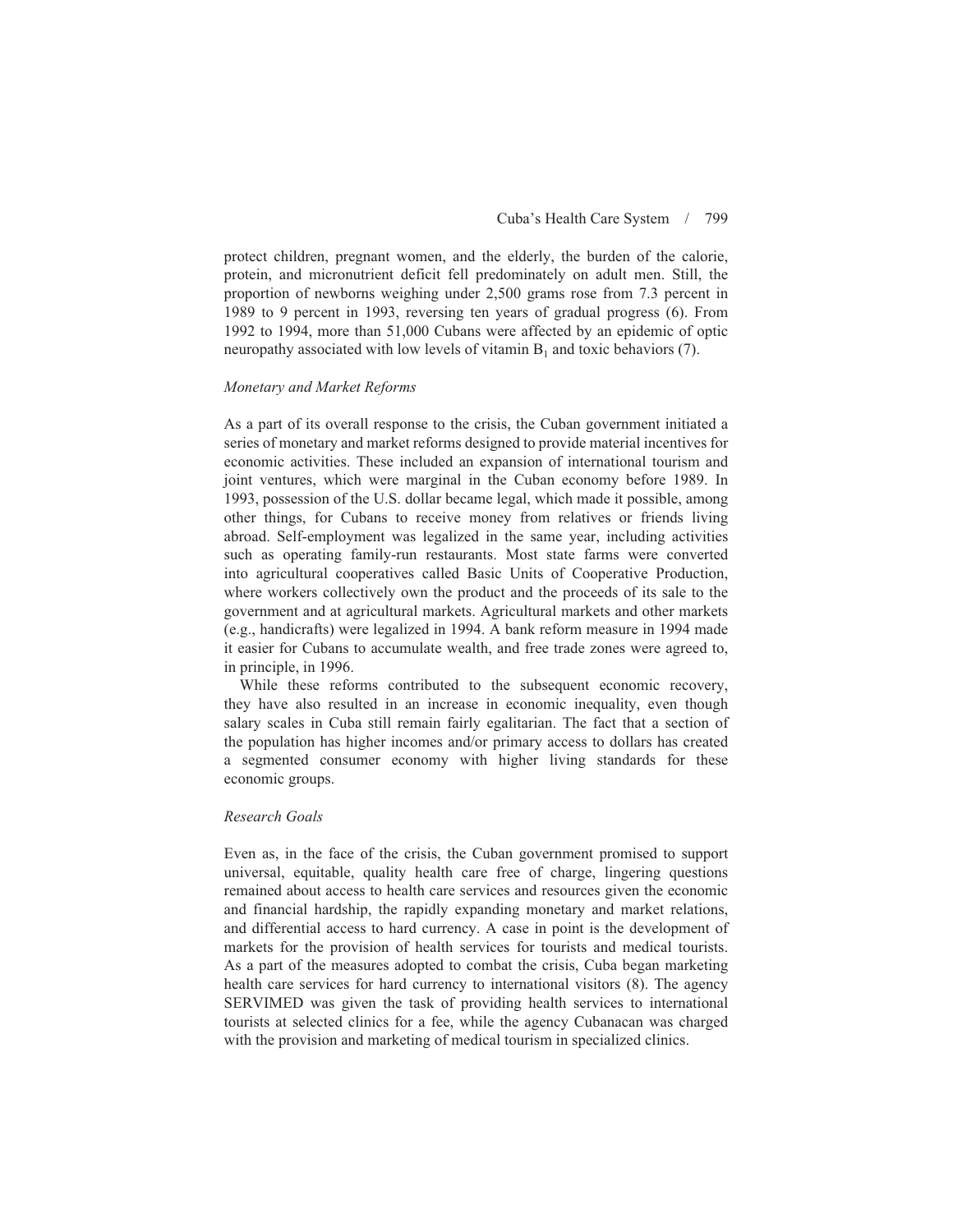protect children, pregnant women, and the elderly, the burden of the calorie, protein, and micronutrient deficit fell predominately on adult men. Still, the proportion of newborns weighing under 2,500 grams rose from 7.3 percent in 1989 to 9 percent in 1993, reversing ten years of gradual progress (6). From 1992 to 1994, more than 51,000 Cubans were affected by an epidemic of optic neuropathy associated with low levels of vitamin $B_1$ and toxic behaviors (7).

### *Monetary and Market Reforms*

As a part of its overall response to the crisis, the Cuban government initiated a series of monetary and market reforms designed to provide material incentives for economic activities. These included an expansion of international tourism and joint ventures, which were marginal in the Cuban economy before 1989. In 1993, possession of the U.S. dollar became legal, which made it possible, among other things, for Cubans to receive money from relatives or friends living abroad. Self-employment was legalized in the same year, including activities such as operating family-run restaurants. Most state farms were converted into agricultural cooperatives called Basic Units of Cooperative Production, where workers collectively own the product and the proceeds of its sale to the government and at agricultural markets. Agricultural markets and other markets (e.g., handicrafts) were legalized in 1994. A bank reform measure in 1994 made it easier for Cubans to accumulate wealth, and free trade zones were agreed to, in principle, in 1996.

While these reforms contributed to the subsequent economic recovery, they have also resulted in an increase in economic inequality, even though salary scales in Cuba still remain fairly egalitarian. The fact that a section of the population has higher incomes and/or primary access to dollars has created a segmented consumer economy with higher living standards for these economic groups.

### *Research Goals*

Even as, in the face of the crisis, the Cuban government promised to support universal, equitable, quality health care free of charge, lingering questions remained about access to health care services and resources given the economic and financial hardship, the rapidly expanding monetary and market relations, and differential access to hard currency. A case in point is the development of markets for the provision of health services for tourists and medical tourists. As a part of the measures adopted to combat the crisis, Cuba began marketing health care services for hard currency to international visitors (8). The agency SERVIMED was given the task of providing health services to international tourists at selected clinics for a fee, while the agency Cubanacan was charged with the provision and marketing of medical tourism in specialized clinics.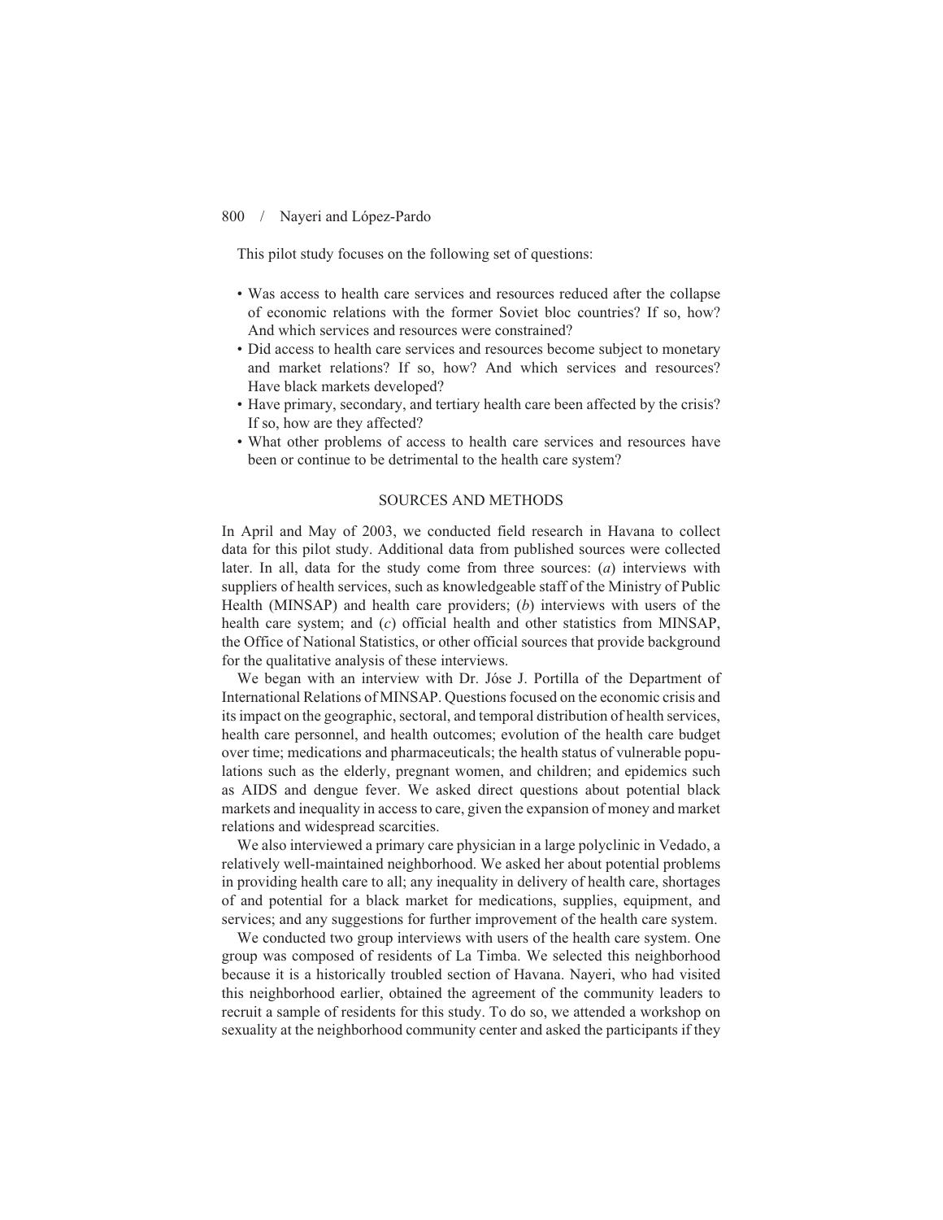This pilot study focuses on the following set of questions:

- Was access to health care services and resources reduced after the collapse of economic relations with the former Soviet bloc countries? If so, how? And which services and resources were constrained?
- Did access to health care services and resources become subject to monetary and market relations? If so, how? And which services and resources? Have black markets developed?
- Have primary, secondary, and tertiary health care been affected by the crisis? If so, how are they affected?
- What other problems of access to health care services and resources have been or continue to be detrimental to the health care system?

## SOURCES AND METHODS

In April and May of 2003, we conducted field research in Havana to collect data for this pilot study. Additional data from published sources were collected later. In all, data for the study come from three sources: (*a*) interviews with suppliers of health services, such as knowledgeable staff of the Ministry of Public Health (MINSAP) and health care providers; (*b*) interviews with users of the health care system; and (*c*) official health and other statistics from MINSAP, the Office of National Statistics, or other official sources that provide background for the qualitative analysis of these interviews.

We began with an interview with Dr. Jóse J. Portilla of the Department of International Relations of MINSAP. Questions focused on the economic crisis and its impact on the geographic, sectoral, and temporal distribution of health services, health care personnel, and health outcomes; evolution of the health care budget over time; medications and pharmaceuticals; the health status of vulnerable populations such as the elderly, pregnant women, and children; and epidemics such as AIDS and dengue fever. We asked direct questions about potential black markets and inequality in access to care, given the expansion of money and market relations and widespread scarcities.

We also interviewed a primary care physician in a large polyclinic in Vedado, a relatively well-maintained neighborhood. We asked her about potential problems in providing health care to all; any inequality in delivery of health care, shortages of and potential for a black market for medications, supplies, equipment, and services; and any suggestions for further improvement of the health care system.

We conducted two group interviews with users of the health care system. One group was composed of residents of La Timba. We selected this neighborhood because it is a historically troubled section of Havana. Nayeri, who had visited this neighborhood earlier, obtained the agreement of the community leaders to recruit a sample of residents for this study. To do so, we attended a workshop on sexuality at the neighborhood community center and asked the participants if they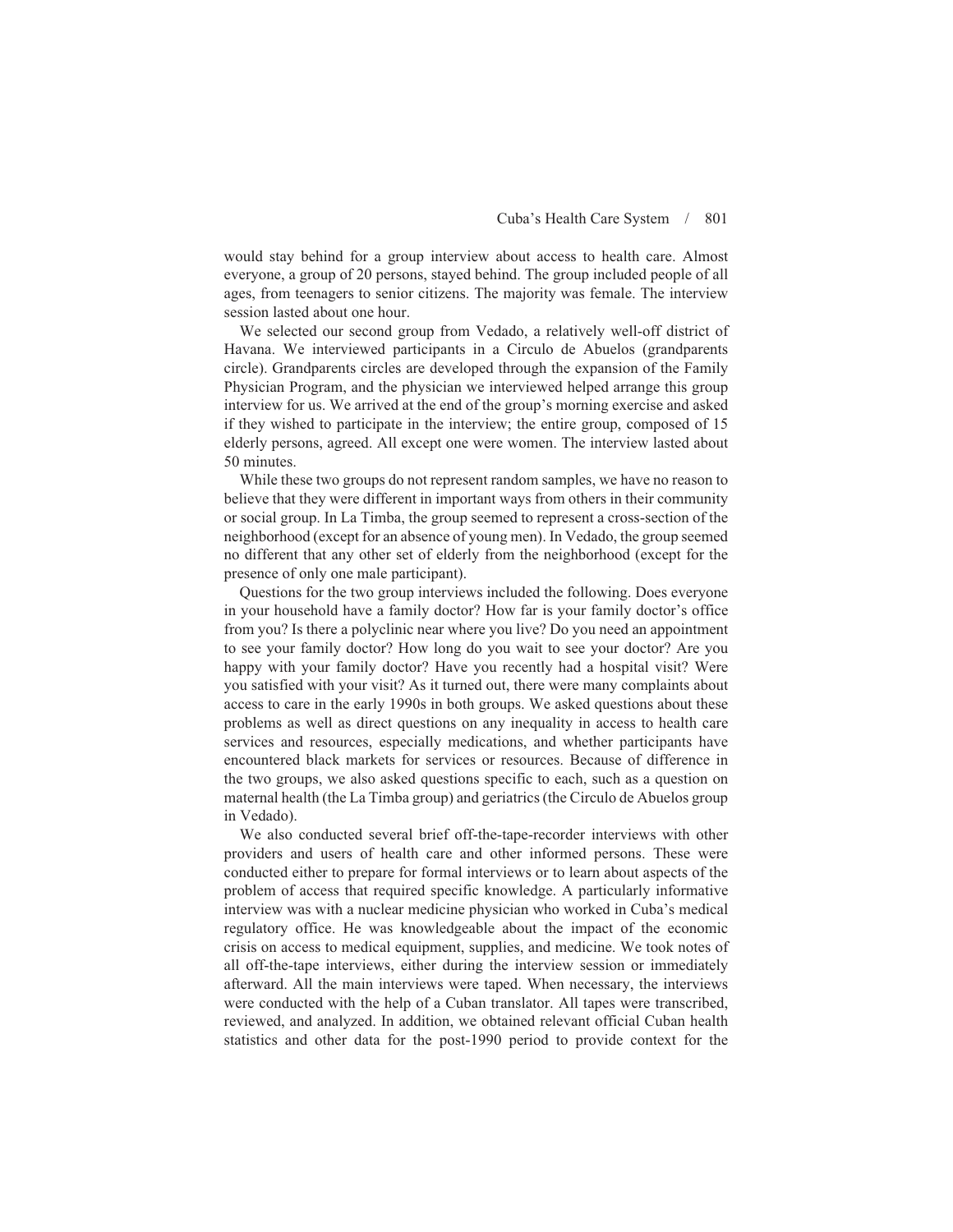would stay behind for a group interview about access to health care. Almost everyone, a group of 20 persons, stayed behind. The group included people of all ages, from teenagers to senior citizens. The majority was female. The interview session lasted about one hour.

We selected our second group from Vedado, a relatively well-off district of Havana. We interviewed participants in a Circulo de Abuelos (grandparents circle). Grandparents circles are developed through the expansion of the Family Physician Program, and the physician we interviewed helped arrange this group interview for us. We arrived at the end of the group's morning exercise and asked if they wished to participate in the interview; the entire group, composed of 15 elderly persons, agreed. All except one were women. The interview lasted about 50 minutes.

While these two groups do not represent random samples, we have no reason to believe that they were different in important ways from others in their community or social group. In La Timba, the group seemed to represent a cross-section of the neighborhood (except for an absence of young men). In Vedado, the group seemed no different that any other set of elderly from the neighborhood (except for the presence of only one male participant).

Questions for the two group interviews included the following. Does everyone in your household have a family doctor? How far is your family doctor's office from you? Is there a polyclinic near where you live? Do you need an appointment to see your family doctor? How long do you wait to see your doctor? Are you happy with your family doctor? Have you recently had a hospital visit? Were you satisfied with your visit? As it turned out, there were many complaints about access to care in the early 1990s in both groups. We asked questions about these problems as well as direct questions on any inequality in access to health care services and resources, especially medications, and whether participants have encountered black markets for services or resources. Because of difference in the two groups, we also asked questions specific to each, such as a question on maternal health (the La Timba group) and geriatrics (the Circulo de Abuelos group in Vedado).

We also conducted several brief off-the-tape-recorder interviews with other providers and users of health care and other informed persons. These were conducted either to prepare for formal interviews or to learn about aspects of the problem of access that required specific knowledge. A particularly informative interview was with a nuclear medicine physician who worked in Cuba's medical regulatory office. He was knowledgeable about the impact of the economic crisis on access to medical equipment, supplies, and medicine. We took notes of all off-the-tape interviews, either during the interview session or immediately afterward. All the main interviews were taped. When necessary, the interviews were conducted with the help of a Cuban translator. All tapes were transcribed, reviewed, and analyzed. In addition, we obtained relevant official Cuban health statistics and other data for the post-1990 period to provide context for the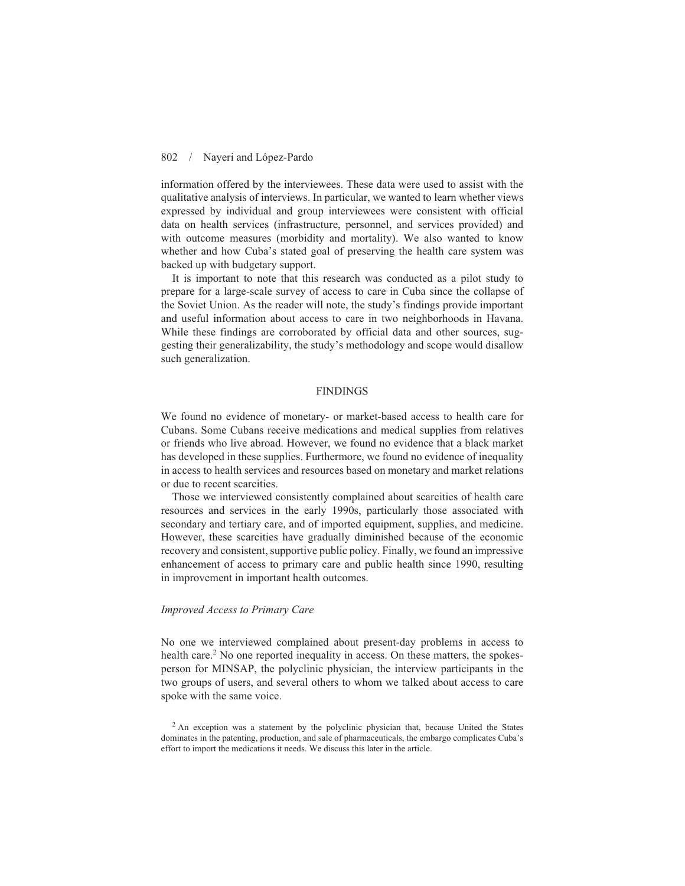information offered by the interviewees. These data were used to assist with the qualitative analysis of interviews. In particular, we wanted to learn whether views expressed by individual and group interviewees were consistent with official data on health services (infrastructure, personnel, and services provided) and with outcome measures (morbidity and mortality). We also wanted to know whether and how Cuba's stated goal of preserving the health care system was backed up with budgetary support.

It is important to note that this research was conducted as a pilot study to prepare for a large-scale survey of access to care in Cuba since the collapse of the Soviet Union. As the reader will note, the study's findings provide important and useful information about access to care in two neighborhoods in Havana. While these findings are corroborated by official data and other sources, suggesting their generalizability, the study's methodology and scope would disallow such generalization.

## FINDINGS

We found no evidence of monetary- or market-based access to health care for Cubans. Some Cubans receive medications and medical supplies from relatives or friends who live abroad. However, we found no evidence that a black market has developed in these supplies. Furthermore, we found no evidence of inequality in access to health services and resources based on monetary and market relations or due to recent scarcities.

Those we interviewed consistently complained about scarcities of health care resources and services in the early 1990s, particularly those associated with secondary and tertiary care, and of imported equipment, supplies, and medicine. However, these scarcities have gradually diminished because of the economic recovery and consistent, supportive public policy. Finally, we found an impressive enhancement of access to primary care and public health since 1990, resulting in improvement in important health outcomes.

### *Improved Access to Primary Care*

No one we interviewed complained about present-day problems in access to health care.[2] No one reported inequality in access. On these matters, the spokesperson for MINSAP, the polyclinic physician, the interview participants in the two groups of users, and several others to whom we talked about access to care spoke with the same voice.

[2] An exception was a statement by the polyclinic physician that, because United the States dominates in the patenting, production, and sale of pharmaceuticals, the embargo complicates Cuba's effort to import the medications it needs. We discuss this later in the article.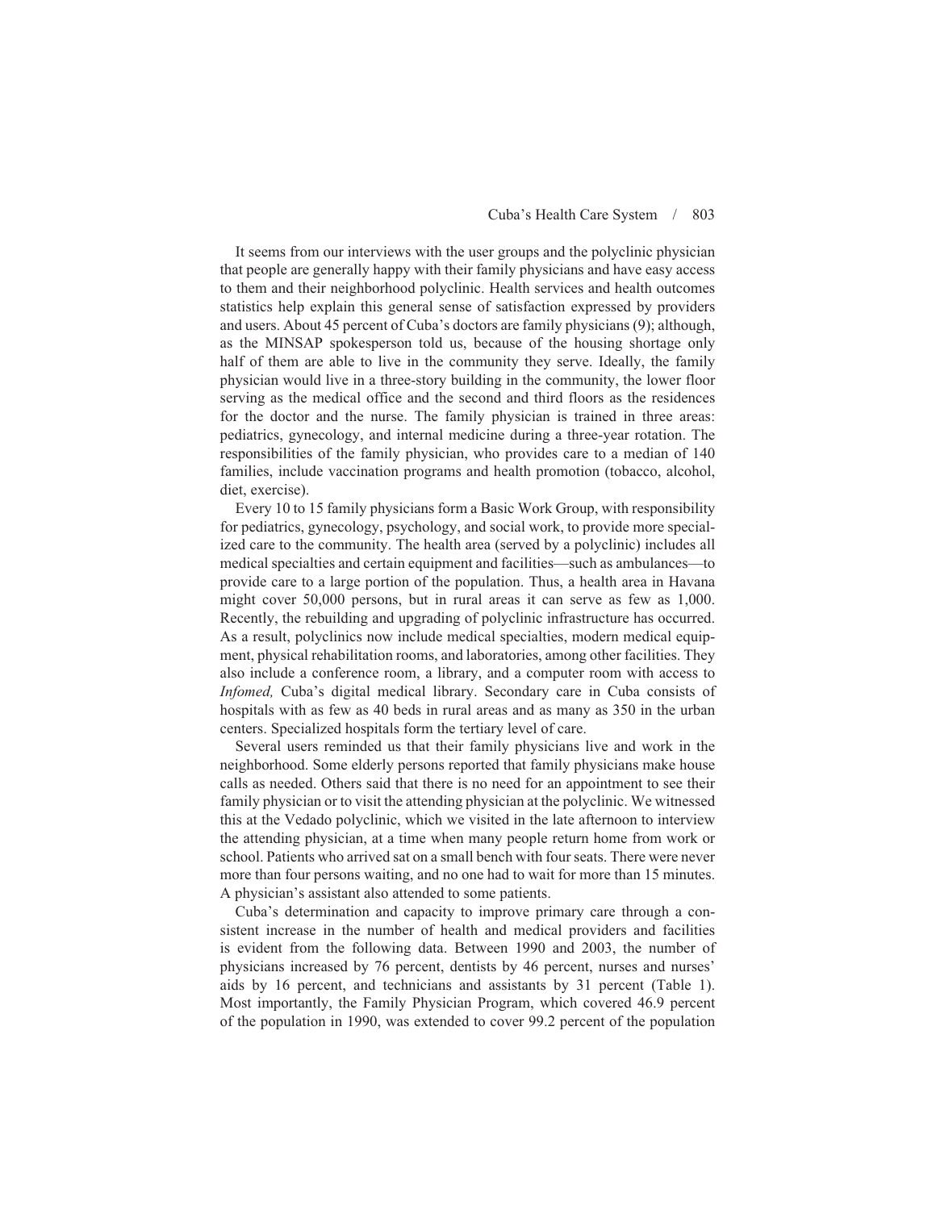It seems from our interviews with the user groups and the polyclinic physician that people are generally happy with their family physicians and have easy access to them and their neighborhood polyclinic. Health services and health outcomes statistics help explain this general sense of satisfaction expressed by providers and users. About 45 percent of Cuba's doctors are family physicians (9); although, as the MINSAP spokesperson told us, because of the housing shortage only half of them are able to live in the community they serve. Ideally, the family physician would live in a three-story building in the community, the lower floor serving as the medical office and the second and third floors as the residences for the doctor and the nurse. The family physician is trained in three areas: pediatrics, gynecology, and internal medicine during a three-year rotation. The responsibilities of the family physician, who provides care to a median of 140 families, include vaccination programs and health promotion (tobacco, alcohol, diet, exercise).

Every 10 to 15 family physicians form a Basic Work Group, with responsibility for pediatrics, gynecology, psychology, and social work, to provide more specialized care to the community. The health area (served by a polyclinic) includes all medical specialties and certain equipment and facilities—such as ambulances—to provide care to a large portion of the population. Thus, a health area in Havana might cover 50,000 persons, but in rural areas it can serve as few as 1,000. Recently, the rebuilding and upgrading of polyclinic infrastructure has occurred. As a result, polyclinics now include medical specialties, modern medical equipment, physical rehabilitation rooms, and laboratories, among other facilities. They also include a conference room, a library, and a computer room with access to *Infomed,* Cuba's digital medical library. Secondary care in Cuba consists of hospitals with as few as 40 beds in rural areas and as many as 350 in the urban centers. Specialized hospitals form the tertiary level of care.

Several users reminded us that their family physicians live and work in the neighborhood. Some elderly persons reported that family physicians make house calls as needed. Others said that there is no need for an appointment to see their family physician or to visit the attending physician at the polyclinic. We witnessed this at the Vedado polyclinic, which we visited in the late afternoon to interview the attending physician, at a time when many people return home from work or school. Patients who arrived sat on a small bench with four seats. There were never more than four persons waiting, and no one had to wait for more than 15 minutes. A physician's assistant also attended to some patients.

Cuba's determination and capacity to improve primary care through a consistent increase in the number of health and medical providers and facilities is evident from the following data. Between 1990 and 2003, the number of physicians increased by 76 percent, dentists by 46 percent, nurses and nurses' aids by 16 percent, and technicians and assistants by 31 percent (Table 1). Most importantly, the Family Physician Program, which covered 46.9 percent of the population in 1990, was extended to cover 99.2 percent of the population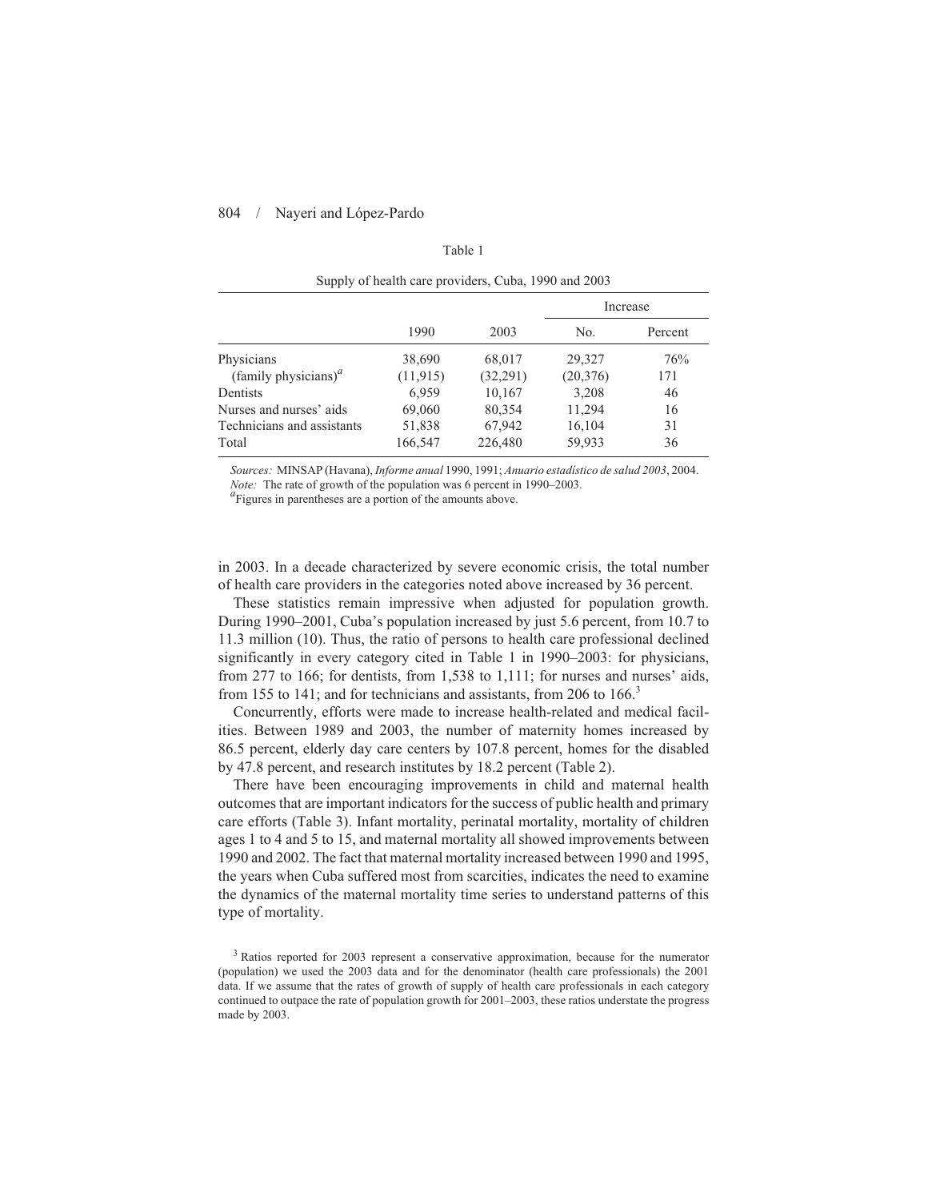Table 1

Supply of health care providers, Cuba, 1990 and 2003

| | 1990 | 2003 | Increase | |
|---|---|---|---|---|
| | | | No. | Percent |
| Physicians | 38,690 | 68,017 | 29,327 | 76% |
| (family physicians)[a] | (11,915) | (32,291) | (20,376) | 171 |
| Dentists | 6,959 | 10,167 | 3,208 | 46 |
| Nurses and nurses' aids | 69,060 | 80,354 | 11,294 | 16 |
| Technicians and assistants | 51,838 | 67,942 | 16,104 | 31 |
| Total | 166,547 | 226,480 | 59,933 | 36 |

*Sources:* MINSAP (Havana), *Informe anual* 1990, 1991; *Anuario estadístico de salud 2003*, 2004.
*Note:* The rate of growth of the population was 6 percent in 1990–2003.
[a]Figures in parentheses are a portion of the amounts above.

in 2003. In a decade characterized by severe economic crisis, the total number of health care providers in the categories noted above increased by 36 percent.

These statistics remain impressive when adjusted for population growth. During 1990–2001, Cuba's population increased by just 5.6 percent, from 10.7 to 11.3 million (10). Thus, the ratio of persons to health care professional declined significantly in every category cited in Table 1 in 1990–2003: for physicians, from 277 to 166; for dentists, from 1,538 to 1,111; for nurses and nurses' aids, from 155 to 141; and for technicians and assistants, from 206 to 166.[3]

Concurrently, efforts were made to increase health-related and medical facilities. Between 1989 and 2003, the number of maternity homes increased by 86.5 percent, elderly day care centers by 107.8 percent, homes for the disabled by 47.8 percent, and research institutes by 18.2 percent (Table 2).

There have been encouraging improvements in child and maternal health outcomes that are important indicators for the success of public health and primary care efforts (Table 3). Infant mortality, perinatal mortality, mortality of children ages 1 to 4 and 5 to 15, and maternal mortality all showed improvements between 1990 and 2002. The fact that maternal mortality increased between 1990 and 1995, the years when Cuba suffered most from scarcities, indicates the need to examine the dynamics of the maternal mortality time series to understand patterns of this type of mortality.

[3] Ratios reported for 2003 represent a conservative approximation, because for the numerator (population) we used the 2003 data and for the denominator (health care professionals) the 2001 data. If we assume that the rates of growth of supply of health care professionals in each category continued to outpace the rate of population growth for 2001–2003, these ratios understate the progress made by 2003.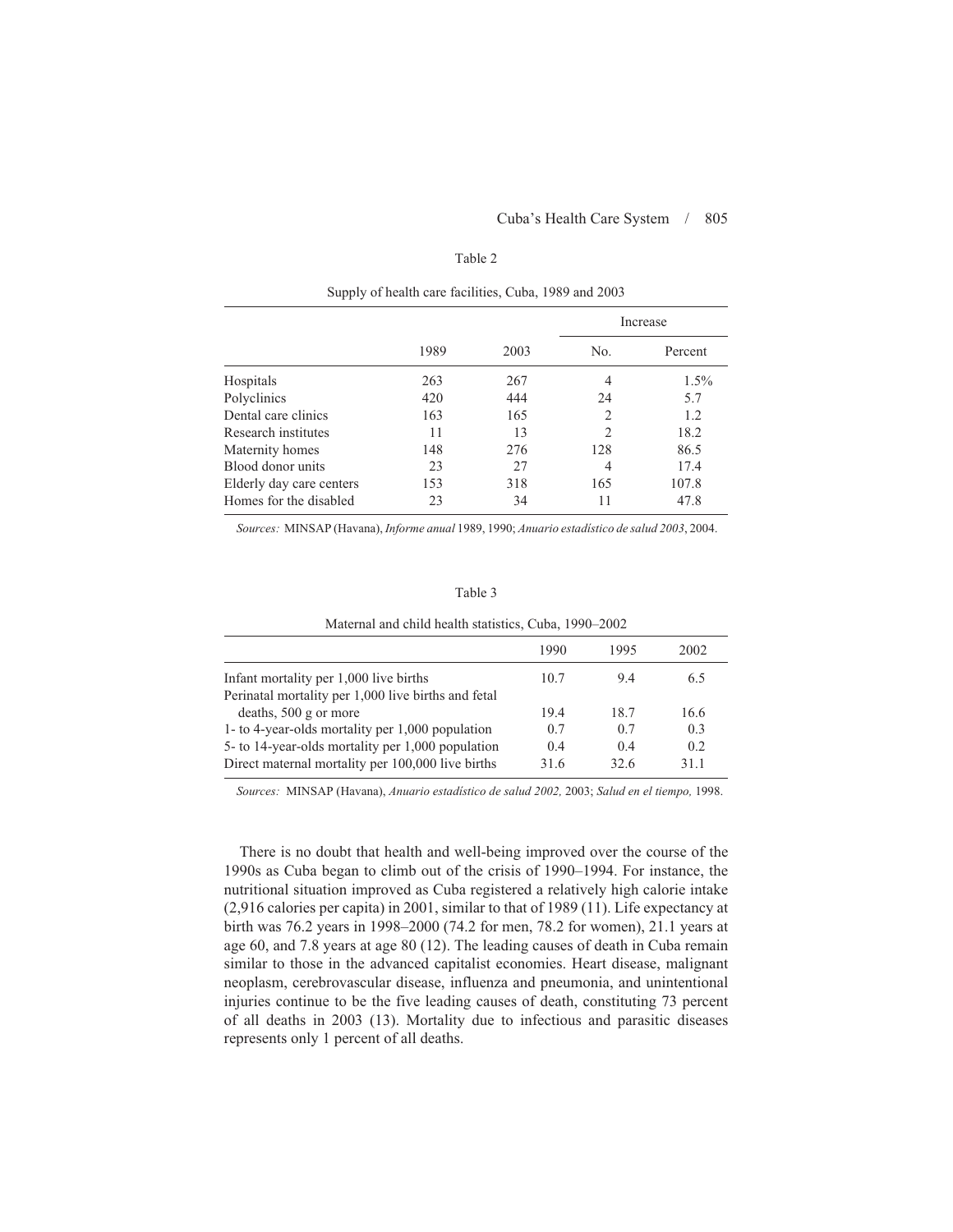Table 2

Supply of health care facilities, Cuba, 1989 and 2003

| | 1989 | 2003 | Increase | |
|---|---|---|---|---|
| | | | No. | Percent |
| Hospitals | 263 | 267 | 4 | 1.5% |
| Polyclinics | 420 | 444 | 24 | 5.7 |
| Dental care clinics | 163 | 165 | 2 | 1.2 |
| Research institutes | 11 | 13 | 2 | 18.2 |
| Maternity homes | 148 | 276 | 128 | 86.5 |
| Blood donor units | 23 | 27 | 4 | 17.4 |
| Elderly day care centers | 153 | 318 | 165 | 107.8 |
| Homes for the disabled | 23 | 34 | 11 | 47.8 |

*Sources:* MINSAP (Havana), *Informe anual* 1989, 1990; *Anuario estadístico de salud 2003*, 2004.

Table 3

Maternal and child health statistics, Cuba, 1990–2002

| | 1990 | 1995 | 2002 |
|---|---|---|---|
| Infant mortality per 1,000 live births | 10.7 | 9.4 | 6.5 |
| Perinatal mortality per 1,000 live births and fetal deaths, 500 g or more | 19.4 | 18.7 | 16.6 |
| 1- to 4-year-olds mortality per 1,000 population | 0.7 | 0.7 | 0.3 |
| 5- to 14-year-olds mortality per 1,000 population | 0.4 | 0.4 | 0.2 |
| Direct maternal mortality per 100,000 live births | 31.6 | 32.6 | 31.1 |

*Sources:* MINSAP (Havana), *Anuario estadístico de salud 2002,* 2003; *Salud en el tiempo,* 1998.

There is no doubt that health and well-being improved over the course of the 1990s as Cuba began to climb out of the crisis of 1990–1994. For instance, the nutritional situation improved as Cuba registered a relatively high calorie intake (2,916 calories per capita) in 2001, similar to that of 1989 (11). Life expectancy at birth was 76.2 years in 1998–2000 (74.2 for men, 78.2 for women), 21.1 years at age 60, and 7.8 years at age 80 (12). The leading causes of death in Cuba remain similar to those in the advanced capitalist economies. Heart disease, malignant neoplasm, cerebrovascular disease, influenza and pneumonia, and unintentional injuries continue to be the five leading causes of death, constituting 73 percent of all deaths in 2003 (13). Mortality due to infectious and parasitic diseases represents only 1 percent of all deaths.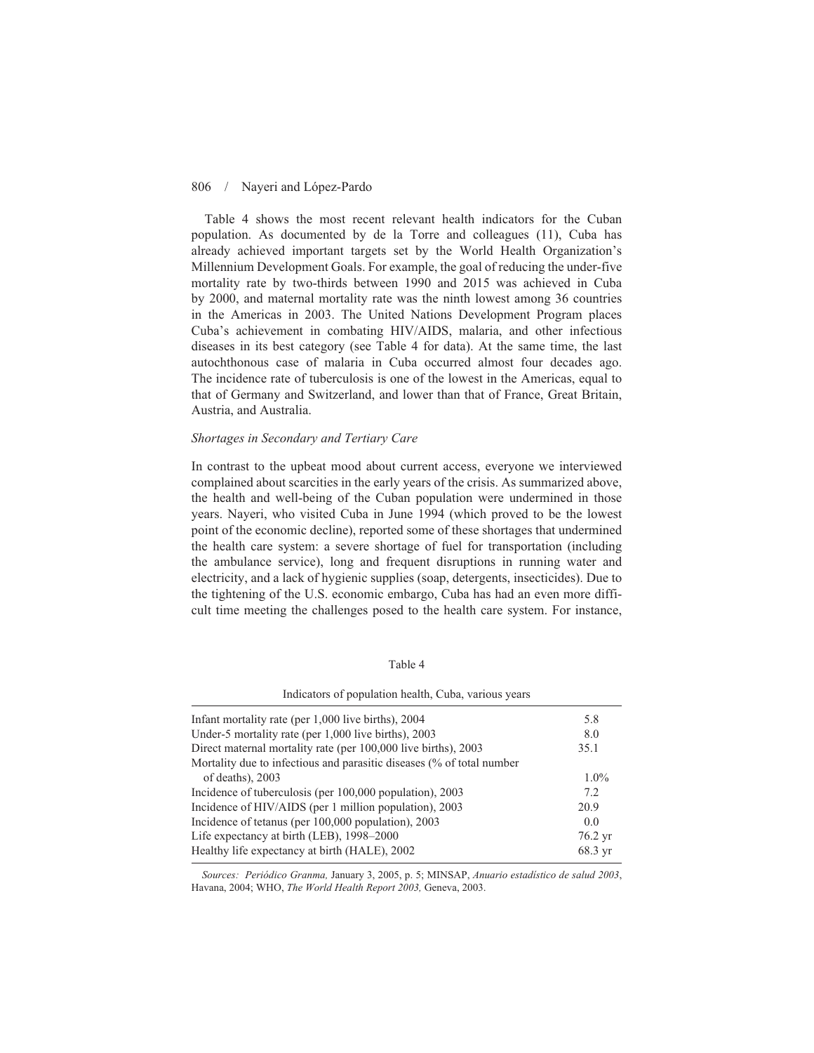Table 4 shows the most recent relevant health indicators for the Cuban population. As documented by de la Torre and colleagues (11), Cuba has already achieved important targets set by the World Health Organization's Millennium Development Goals. For example, the goal of reducing the under-five mortality rate by two-thirds between 1990 and 2015 was achieved in Cuba by 2000, and maternal mortality rate was the ninth lowest among 36 countries in the Americas in 2003. The United Nations Development Program places Cuba's achievement in combating HIV/AIDS, malaria, and other infectious diseases in its best category (see Table 4 for data). At the same time, the last autochthonous case of malaria in Cuba occurred almost four decades ago. The incidence rate of tuberculosis is one of the lowest in the Americas, equal to that of Germany and Switzerland, and lower than that of France, Great Britain, Austria, and Australia.

### *Shortages in Secondary and Tertiary Care*

In contrast to the upbeat mood about current access, everyone we interviewed complained about scarcities in the early years of the crisis. As summarized above, the health and well-being of the Cuban population were undermined in those years. Nayeri, who visited Cuba in June 1994 (which proved to be the lowest point of the economic decline), reported some of these shortages that undermined the health care system: a severe shortage of fuel for transportation (including the ambulance service), long and frequent disruptions in running water and electricity, and a lack of hygienic supplies (soap, detergents, insecticides). Due to the tightening of the U.S. economic embargo, Cuba has had an even more difficult time meeting the challenges posed to the health care system. For instance,

Table 4

Indicators of population health, Cuba, various years

| Indicator | Value |
|---|---|
| Infant mortality rate (per 1,000 live births), 2004 | 5.8 |
| Under-5 mortality rate (per 1,000 live births), 2003 | 8.0 |
| Direct maternal mortality rate (per 100,000 live births), 2003 | 35.1 |
| Mortality due to infectious and parasitic diseases (% of total number of deaths), 2003 | 1.0% |
| Incidence of tuberculosis (per 100,000 population), 2003 | 7.2 |
| Incidence of HIV/AIDS (per 1 million population), 2003 | 20.9 |
| Incidence of tetanus (per 100,000 population), 2003 | 0.0 |
| Life expectancy at birth (LEB), 1998–2000 | 76.2 yr |
| Healthy life expectancy at birth (HALE), 2002 | 68.3 yr |

*Sources: Periódico Granma,* January 3, 2005, p. 5; MINSAP, *Anuario estadístico de salud 2003*, Havana, 2004; WHO, *The World Health Report 2003,* Geneva, 2003.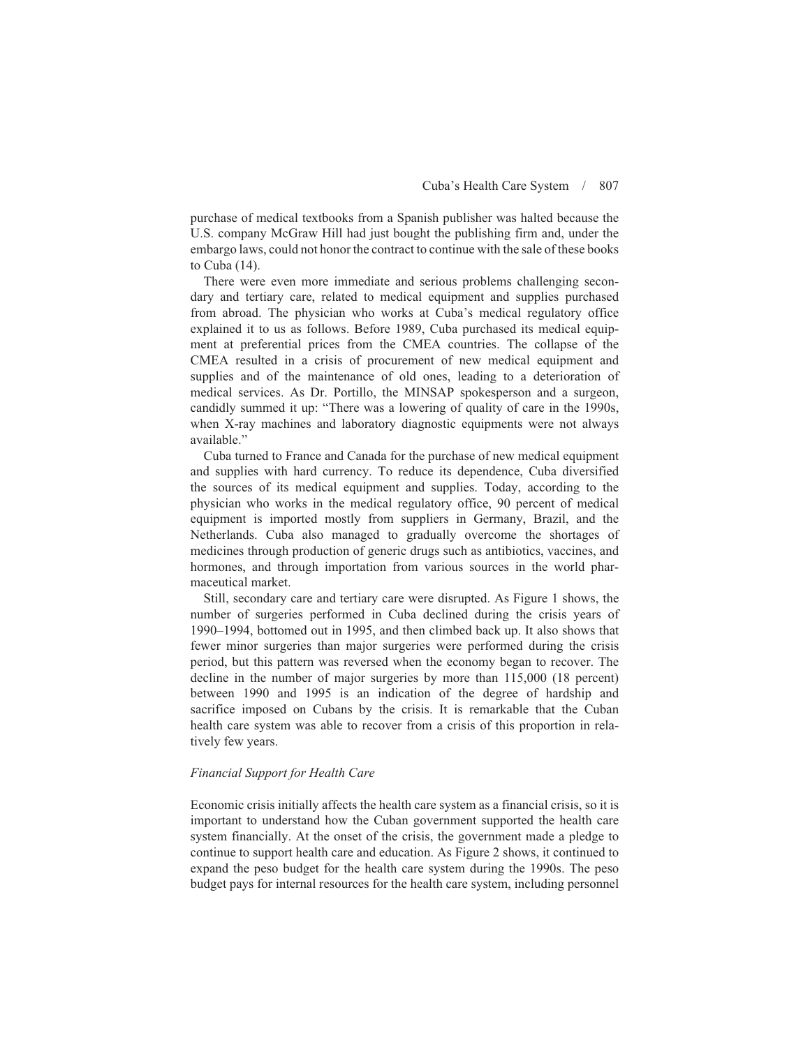purchase of medical textbooks from a Spanish publisher was halted because the U.S. company McGraw Hill had just bought the publishing firm and, under the embargo laws, could not honor the contract to continue with the sale of these books to Cuba (14).

There were even more immediate and serious problems challenging secondary and tertiary care, related to medical equipment and supplies purchased from abroad. The physician who works at Cuba's medical regulatory office explained it to us as follows. Before 1989, Cuba purchased its medical equipment at preferential prices from the CMEA countries. The collapse of the CMEA resulted in a crisis of procurement of new medical equipment and supplies and of the maintenance of old ones, leading to a deterioration of medical services. As Dr. Portillo, the MINSAP spokesperson and a surgeon, candidly summed it up: "There was a lowering of quality of care in the 1990s, when X-ray machines and laboratory diagnostic equipments were not always available."

Cuba turned to France and Canada for the purchase of new medical equipment and supplies with hard currency. To reduce its dependence, Cuba diversified the sources of its medical equipment and supplies. Today, according to the physician who works in the medical regulatory office, 90 percent of medical equipment is imported mostly from suppliers in Germany, Brazil, and the Netherlands. Cuba also managed to gradually overcome the shortages of medicines through production of generic drugs such as antibiotics, vaccines, and hormones, and through importation from various sources in the world pharmaceutical market.

Still, secondary care and tertiary care were disrupted. As Figure 1 shows, the number of surgeries performed in Cuba declined during the crisis years of 1990–1994, bottomed out in 1995, and then climbed back up. It also shows that fewer minor surgeries than major surgeries were performed during the crisis period, but this pattern was reversed when the economy began to recover. The decline in the number of major surgeries by more than 115,000 (18 percent) between 1990 and 1995 is an indication of the degree of hardship and sacrifice imposed on Cubans by the crisis. It is remarkable that the Cuban health care system was able to recover from a crisis of this proportion in relatively few years.

### *Financial Support for Health Care*

Economic crisis initially affects the health care system as a financial crisis, so it is important to understand how the Cuban government supported the health care system financially. At the onset of the crisis, the government made a pledge to continue to support health care and education. As Figure 2 shows, it continued to expand the peso budget for the health care system during the 1990s. The peso budget pays for internal resources for the health care system, including personnel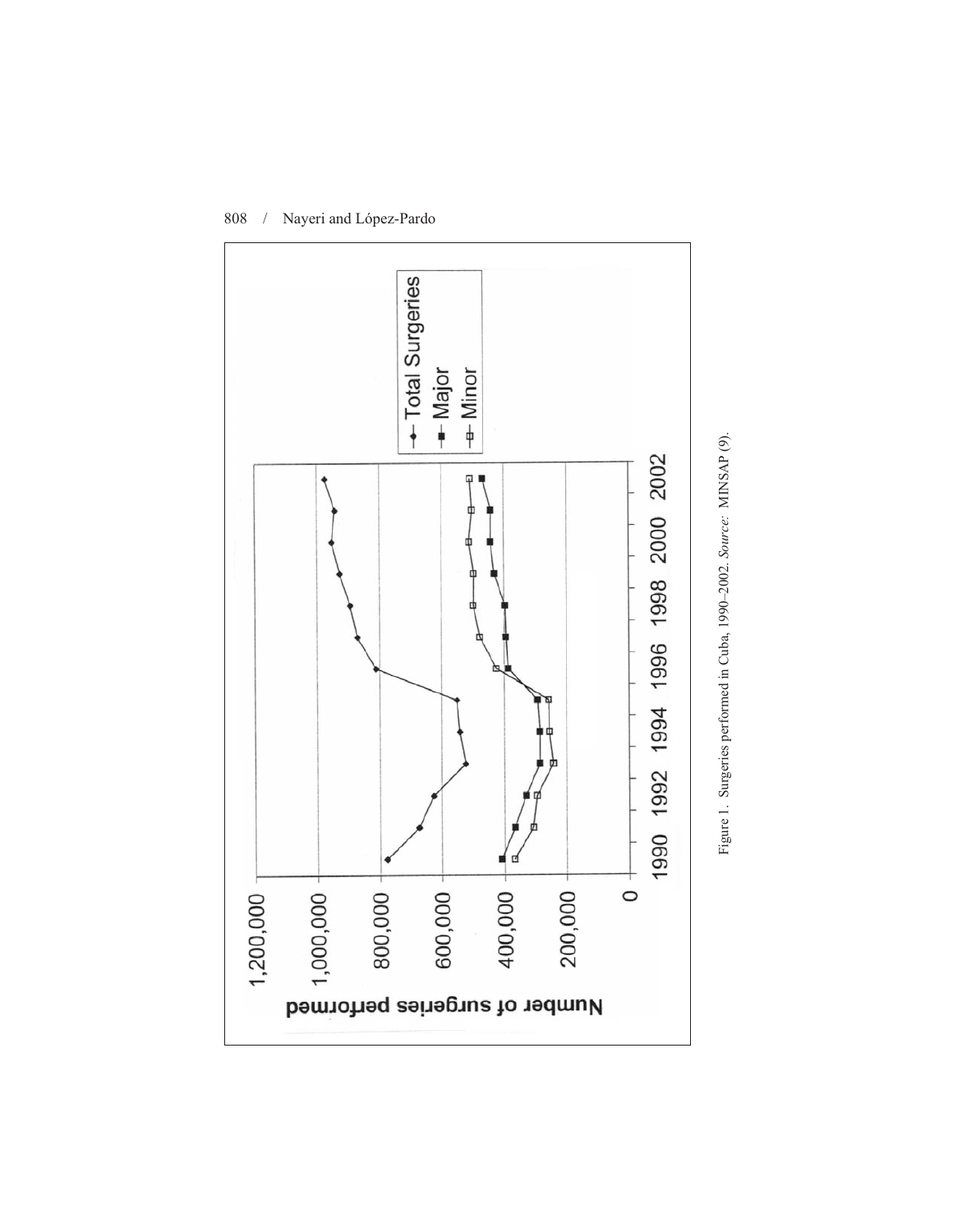Figure 1. Surgeries performed in Cuba, 1990–2002. *Source:* MINSAP (9).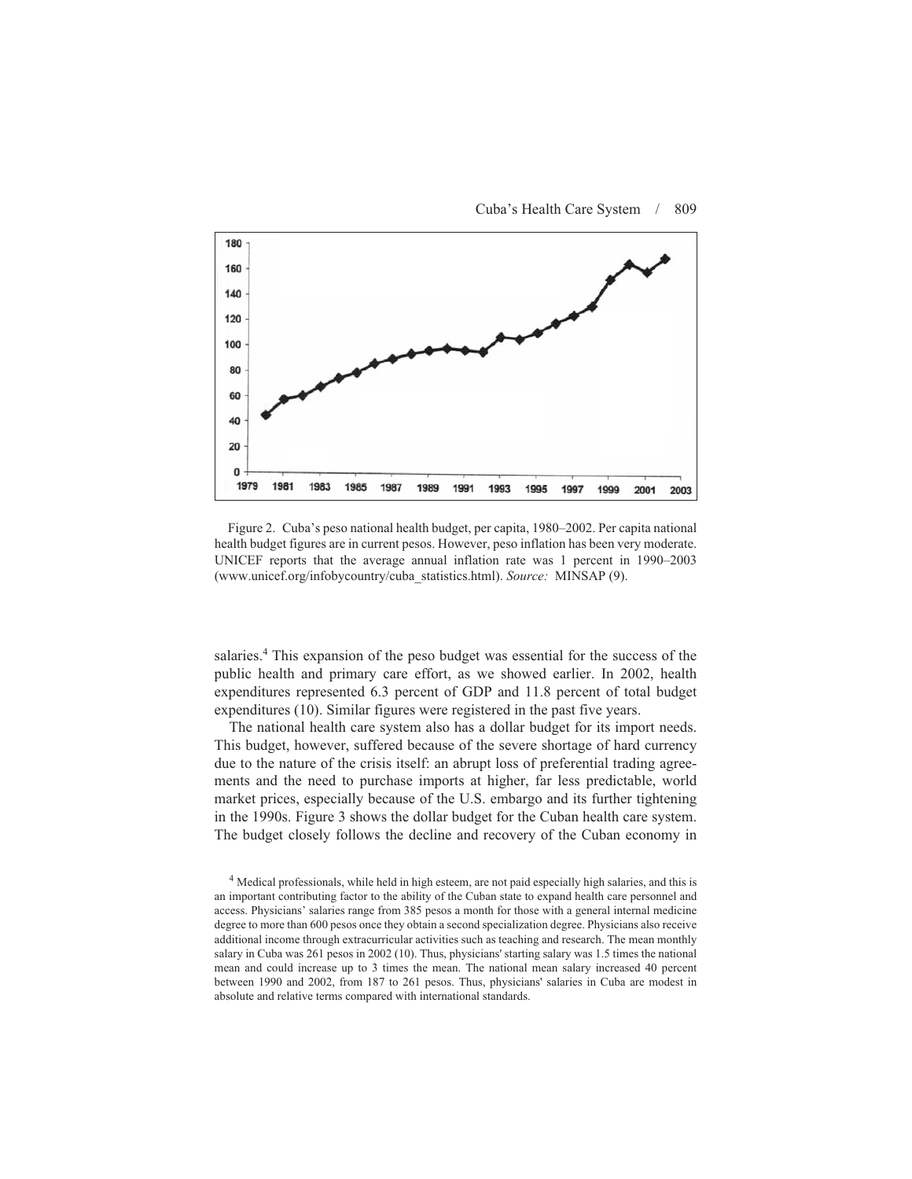Figure 2. Cuba's peso national health budget, per capita, 1980–2002. Per capita national health budget figures are in current pesos. However, peso inflation has been very moderate. UNICEF reports that the average annual inflation rate was 1 percent in 1990–2003 (www.unicef.org/infobycountry/cuba_statistics.html). *Source:* MINSAP (9).

salaries.[4] This expansion of the peso budget was essential for the success of the public health and primary care effort, as we showed earlier. In 2002, health expenditures represented 6.3 percent of GDP and 11.8 percent of total budget expenditures (10). Similar figures were registered in the past five years.

The national health care system also has a dollar budget for its import needs. This budget, however, suffered because of the severe shortage of hard currency due to the nature of the crisis itself: an abrupt loss of preferential trading agreements and the need to purchase imports at higher, far less predictable, world market prices, especially because of the U.S. embargo and its further tightening in the 1990s. Figure 3 shows the dollar budget for the Cuban health care system. The budget closely follows the decline and recovery of the Cuban economy in

[4] Medical professionals, while held in high esteem, are not paid especially high salaries, and this is an important contributing factor to the ability of the Cuban state to expand health care personnel and access. Physicians' salaries range from 385 pesos a month for those with a general internal medicine degree to more than 600 pesos once they obtain a second specialization degree. Physicians also receive additional income through extracurricular activities such as teaching and research. The mean monthly salary in Cuba was 261 pesos in 2002 (10). Thus, physicians' starting salary was 1.5 times the national mean and could increase up to 3 times the mean. The national mean salary increased 40 percent between 1990 and 2002, from 187 to 261 pesos. Thus, physicians' salaries in Cuba are modest in absolute and relative terms compared with international standards.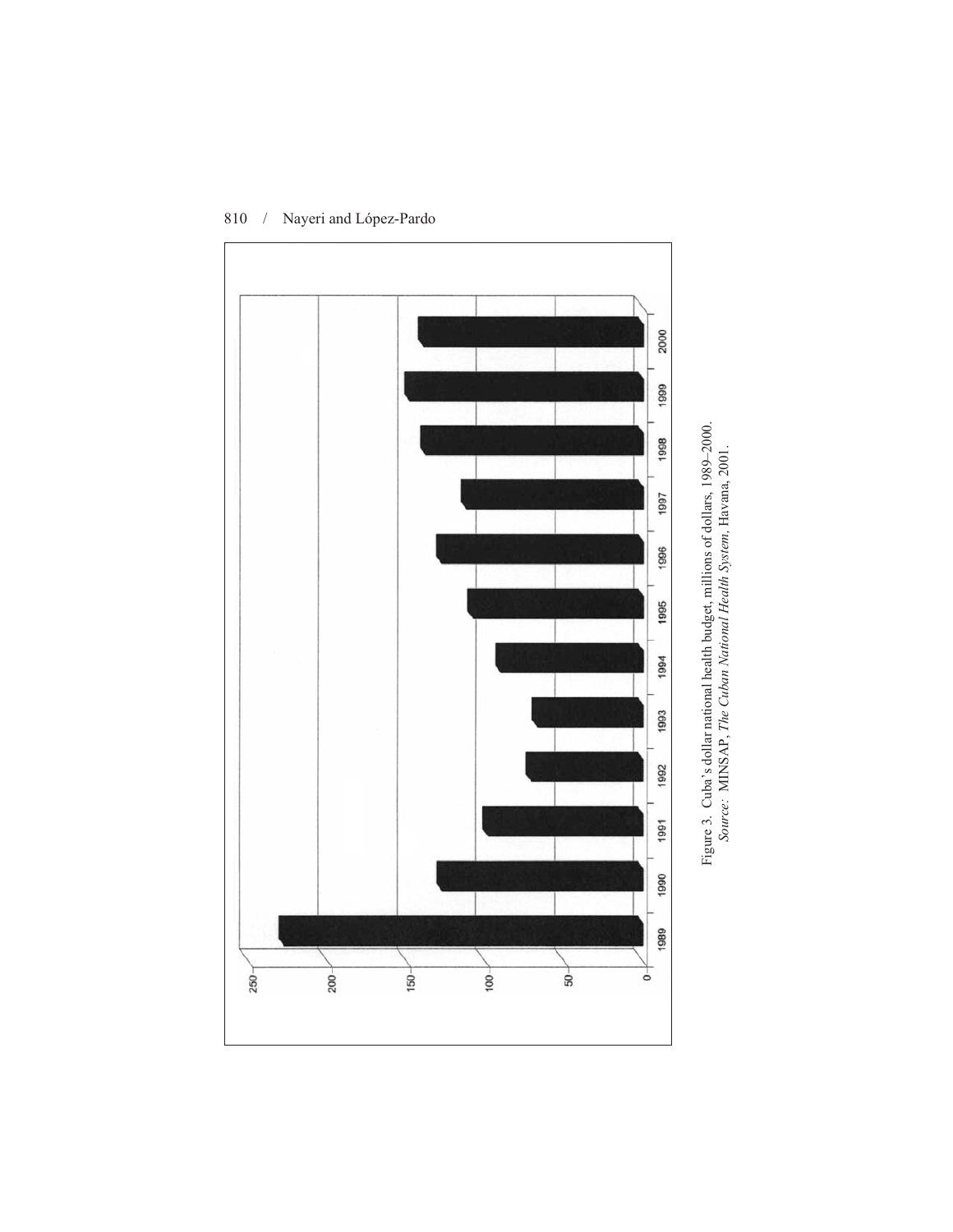Figure 3. Cuba's dollar national health budget, millions of dollars, 1989–2000.
*Source:* MINSAP, *The Cuban National Health System*, Havana, 2001.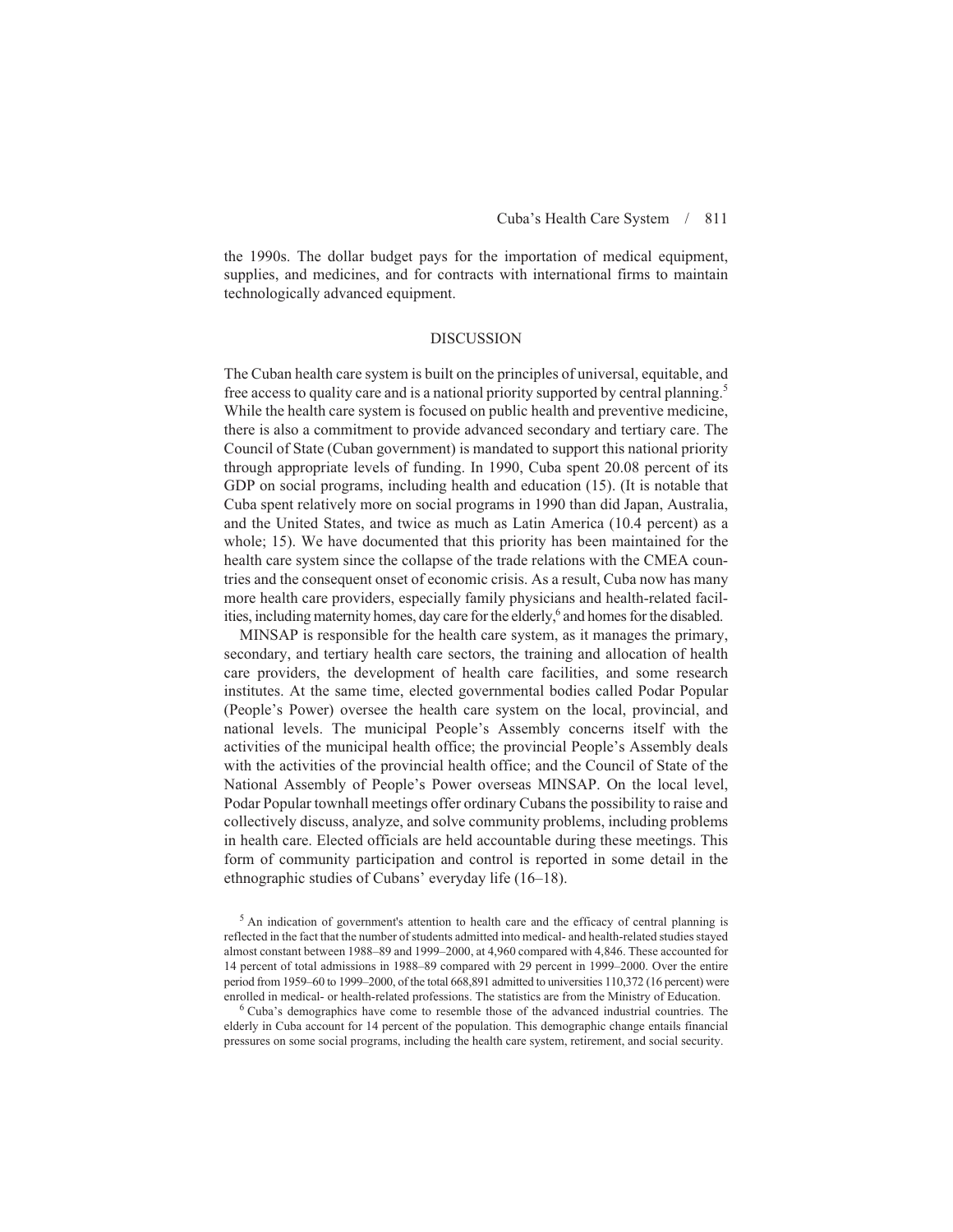the 1990s. The dollar budget pays for the importation of medical equipment, supplies, and medicines, and for contracts with international firms to maintain technologically advanced equipment.

## DISCUSSION

The Cuban health care system is built on the principles of universal, equitable, and free access to quality care and is a national priority supported by central planning.[5] While the health care system is focused on public health and preventive medicine, there is also a commitment to provide advanced secondary and tertiary care. The Council of State (Cuban government) is mandated to support this national priority through appropriate levels of funding. In 1990, Cuba spent 20.08 percent of its GDP on social programs, including health and education (15). (It is notable that Cuba spent relatively more on social programs in 1990 than did Japan, Australia, and the United States, and twice as much as Latin America (10.4 percent) as a whole; 15). We have documented that this priority has been maintained for the health care system since the collapse of the trade relations with the CMEA countries and the consequent onset of economic crisis. As a result, Cuba now has many more health care providers, especially family physicians and health-related facilities, including maternity homes, day care for the elderly,[6] and homes for the disabled.

MINSAP is responsible for the health care system, as it manages the primary, secondary, and tertiary health care sectors, the training and allocation of health care providers, the development of health care facilities, and some research institutes. At the same time, elected governmental bodies called Podar Popular (People's Power) oversee the health care system on the local, provincial, and national levels. The municipal People's Assembly concerns itself with the activities of the municipal health office; the provincial People's Assembly deals with the activities of the provincial health office; and the Council of State of the National Assembly of People's Power overseas MINSAP. On the local level, Podar Popular townhall meetings offer ordinary Cubans the possibility to raise and collectively discuss, analyze, and solve community problems, including problems in health care. Elected officials are held accountable during these meetings. This form of community participation and control is reported in some detail in the ethnographic studies of Cubans' everyday life (16–18).

[5] An indication of government's attention to health care and the efficacy of central planning is reflected in the fact that the number of students admitted into medical- and health-related studies stayed almost constant between 1988–89 and 1999–2000, at 4,960 compared with 4,846. These accounted for 14 percent of total admissions in 1988–89 compared with 29 percent in 1999–2000. Over the entire period from 1959–60 to 1999–2000, of the total 668,891 admitted to universities 110,372 (16 percent) were enrolled in medical- or health-related professions. The statistics are from the Ministry of Education.

[6] Cuba's demographics have come to resemble those of the advanced industrial countries. The elderly in Cuba account for 14 percent of the population. This demographic change entails financial pressures on some social programs, including the health care system, retirement, and social security.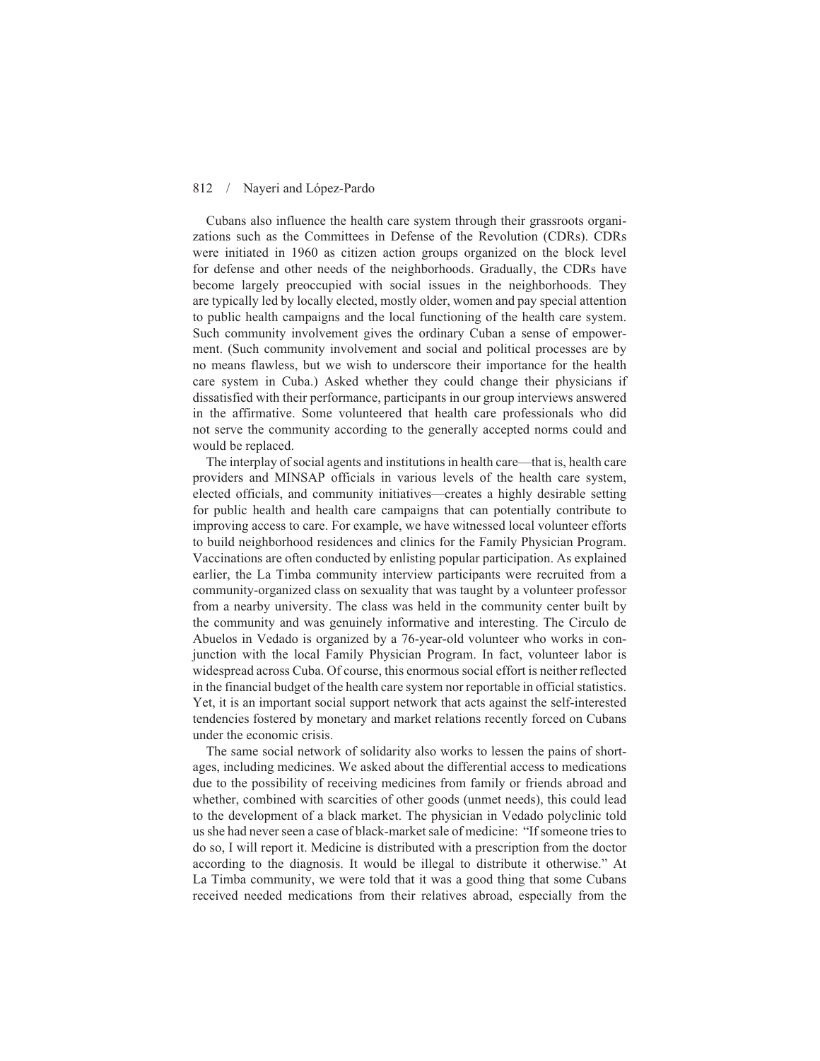Cubans also influence the health care system through their grassroots organizations such as the Committees in Defense of the Revolution (CDRs). CDRs were initiated in 1960 as citizen action groups organized on the block level for defense and other needs of the neighborhoods. Gradually, the CDRs have become largely preoccupied with social issues in the neighborhoods. They are typically led by locally elected, mostly older, women and pay special attention to public health campaigns and the local functioning of the health care system. Such community involvement gives the ordinary Cuban a sense of empowerment. (Such community involvement and social and political processes are by no means flawless, but we wish to underscore their importance for the health care system in Cuba.) Asked whether they could change their physicians if dissatisfied with their performance, participants in our group interviews answered in the affirmative. Some volunteered that health care professionals who did not serve the community according to the generally accepted norms could and would be replaced.

The interplay of social agents and institutions in health care—that is, health care providers and MINSAP officials in various levels of the health care system, elected officials, and community initiatives—creates a highly desirable setting for public health and health care campaigns that can potentially contribute to improving access to care. For example, we have witnessed local volunteer efforts to build neighborhood residences and clinics for the Family Physician Program. Vaccinations are often conducted by enlisting popular participation. As explained earlier, the La Timba community interview participants were recruited from a community-organized class on sexuality that was taught by a volunteer professor from a nearby university. The class was held in the community center built by the community and was genuinely informative and interesting. The Circulo de Abuelos in Vedado is organized by a 76-year-old volunteer who works in conjunction with the local Family Physician Program. In fact, volunteer labor is widespread across Cuba. Of course, this enormous social effort is neither reflected in the financial budget of the health care system nor reportable in official statistics. Yet, it is an important social support network that acts against the self-interested tendencies fostered by monetary and market relations recently forced on Cubans under the economic crisis.

The same social network of solidarity also works to lessen the pains of shortages, including medicines. We asked about the differential access to medications due to the possibility of receiving medicines from family or friends abroad and whether, combined with scarcities of other goods (unmet needs), this could lead to the development of a black market. The physician in Vedado polyclinic told us she had never seen a case of black-market sale of medicine: "If someone tries to do so, I will report it. Medicine is distributed with a prescription from the doctor according to the diagnosis. It would be illegal to distribute it otherwise." At La Timba community, we were told that it was a good thing that some Cubans received needed medications from their relatives abroad, especially from the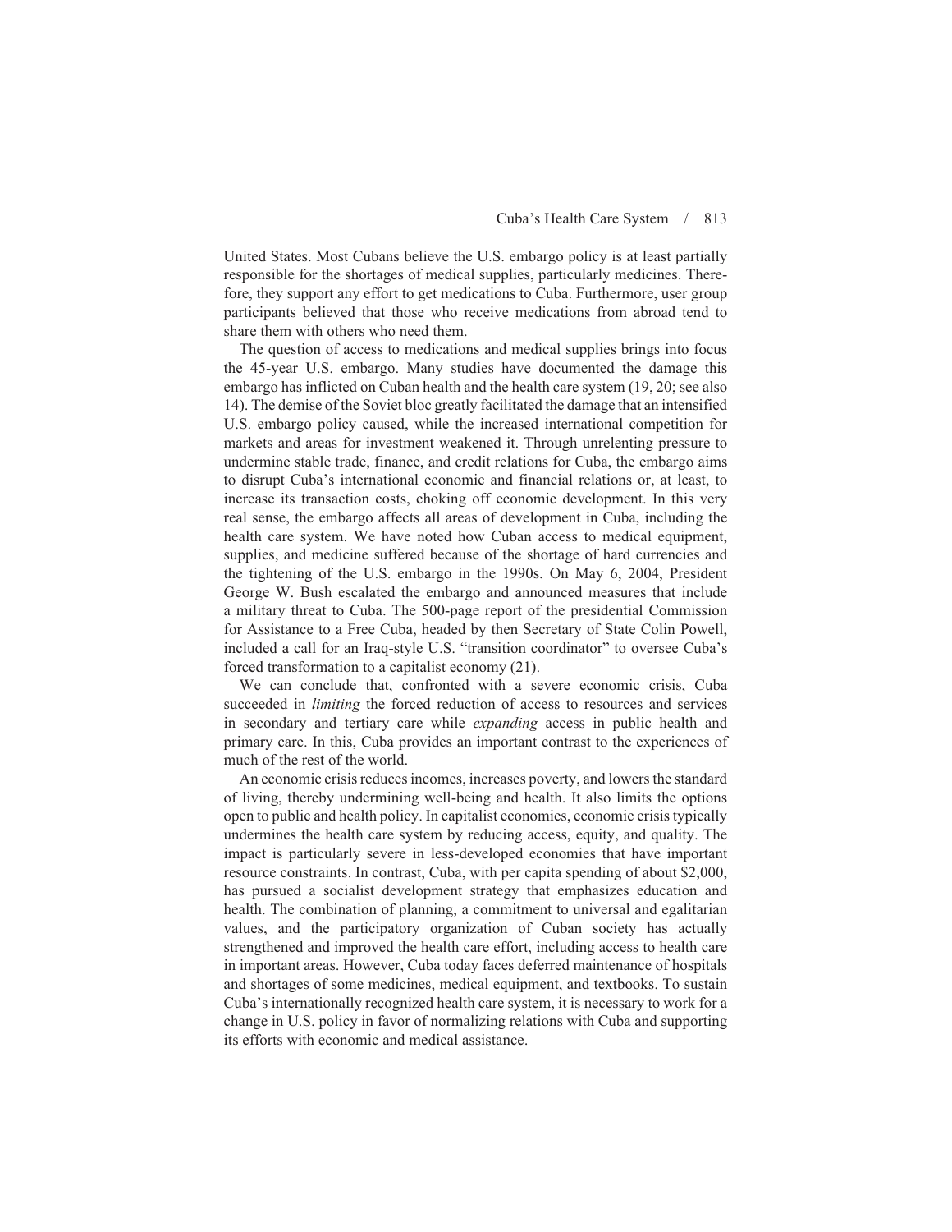United States. Most Cubans believe the U.S. embargo policy is at least partially responsible for the shortages of medical supplies, particularly medicines. Therefore, they support any effort to get medications to Cuba. Furthermore, user group participants believed that those who receive medications from abroad tend to share them with others who need them.

The question of access to medications and medical supplies brings into focus the 45-year U.S. embargo. Many studies have documented the damage this embargo has inflicted on Cuban health and the health care system (19, 20; see also 14). The demise of the Soviet bloc greatly facilitated the damage that an intensified U.S. embargo policy caused, while the increased international competition for markets and areas for investment weakened it. Through unrelenting pressure to undermine stable trade, finance, and credit relations for Cuba, the embargo aims to disrupt Cuba's international economic and financial relations or, at least, to increase its transaction costs, choking off economic development. In this very real sense, the embargo affects all areas of development in Cuba, including the health care system. We have noted how Cuban access to medical equipment, supplies, and medicine suffered because of the shortage of hard currencies and the tightening of the U.S. embargo in the 1990s. On May 6, 2004, President George W. Bush escalated the embargo and announced measures that include a military threat to Cuba. The 500-page report of the presidential Commission for Assistance to a Free Cuba, headed by then Secretary of State Colin Powell, included a call for an Iraq-style U.S. "transition coordinator" to oversee Cuba's forced transformation to a capitalist economy (21).

We can conclude that, confronted with a severe economic crisis, Cuba succeeded in *limiting* the forced reduction of access to resources and services in secondary and tertiary care while *expanding* access in public health and primary care. In this, Cuba provides an important contrast to the experiences of much of the rest of the world.

An economic crisis reduces incomes, increases poverty, and lowers the standard of living, thereby undermining well-being and health. It also limits the options open to public and health policy. In capitalist economies, economic crisis typically undermines the health care system by reducing access, equity, and quality. The impact is particularly severe in less-developed economies that have important resource constraints. In contrast, Cuba, with per capita spending of about $2,000, has pursued a socialist development strategy that emphasizes education and health. The combination of planning, a commitment to universal and egalitarian values, and the participatory organization of Cuban society has actually strengthened and improved the health care effort, including access to health care in important areas. However, Cuba today faces deferred maintenance of hospitals and shortages of some medicines, medical equipment, and textbooks. To sustain Cuba's internationally recognized health care system, it is necessary to work for a change in U.S. policy in favor of normalizing relations with Cuba and supporting its efforts with economic and medical assistance.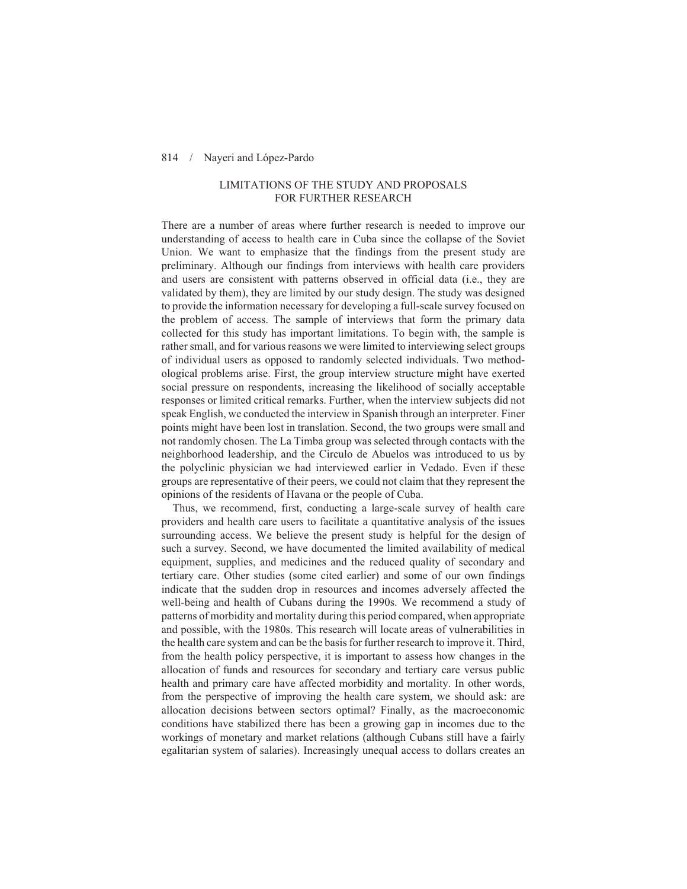## LIMITATIONS OF THE STUDY AND PROPOSALS FOR FURTHER RESEARCH

There are a number of areas where further research is needed to improve our understanding of access to health care in Cuba since the collapse of the Soviet Union. We want to emphasize that the findings from the present study are preliminary. Although our findings from interviews with health care providers and users are consistent with patterns observed in official data (i.e., they are validated by them), they are limited by our study design. The study was designed to provide the information necessary for developing a full-scale survey focused on the problem of access. The sample of interviews that form the primary data collected for this study has important limitations. To begin with, the sample is rather small, and for various reasons we were limited to interviewing select groups of individual users as opposed to randomly selected individuals. Two methodological problems arise. First, the group interview structure might have exerted social pressure on respondents, increasing the likelihood of socially acceptable responses or limited critical remarks. Further, when the interview subjects did not speak English, we conducted the interview in Spanish through an interpreter. Finer points might have been lost in translation. Second, the two groups were small and not randomly chosen. The La Timba group was selected through contacts with the neighborhood leadership, and the Circulo de Abuelos was introduced to us by the polyclinic physician we had interviewed earlier in Vedado. Even if these groups are representative of their peers, we could not claim that they represent the opinions of the residents of Havana or the people of Cuba.

Thus, we recommend, first, conducting a large-scale survey of health care providers and health care users to facilitate a quantitative analysis of the issues surrounding access. We believe the present study is helpful for the design of such a survey. Second, we have documented the limited availability of medical equipment, supplies, and medicines and the reduced quality of secondary and tertiary care. Other studies (some cited earlier) and some of our own findings indicate that the sudden drop in resources and incomes adversely affected the well-being and health of Cubans during the 1990s. We recommend a study of patterns of morbidity and mortality during this period compared, when appropriate and possible, with the 1980s. This research will locate areas of vulnerabilities in the health care system and can be the basis for further research to improve it. Third, from the health policy perspective, it is important to assess how changes in the allocation of funds and resources for secondary and tertiary care versus public health and primary care have affected morbidity and mortality. In other words, from the perspective of improving the health care system, we should ask: are allocation decisions between sectors optimal? Finally, as the macroeconomic conditions have stabilized there has been a growing gap in incomes due to the workings of monetary and market relations (although Cubans still have a fairly egalitarian system of salaries). Increasingly unequal access to dollars creates an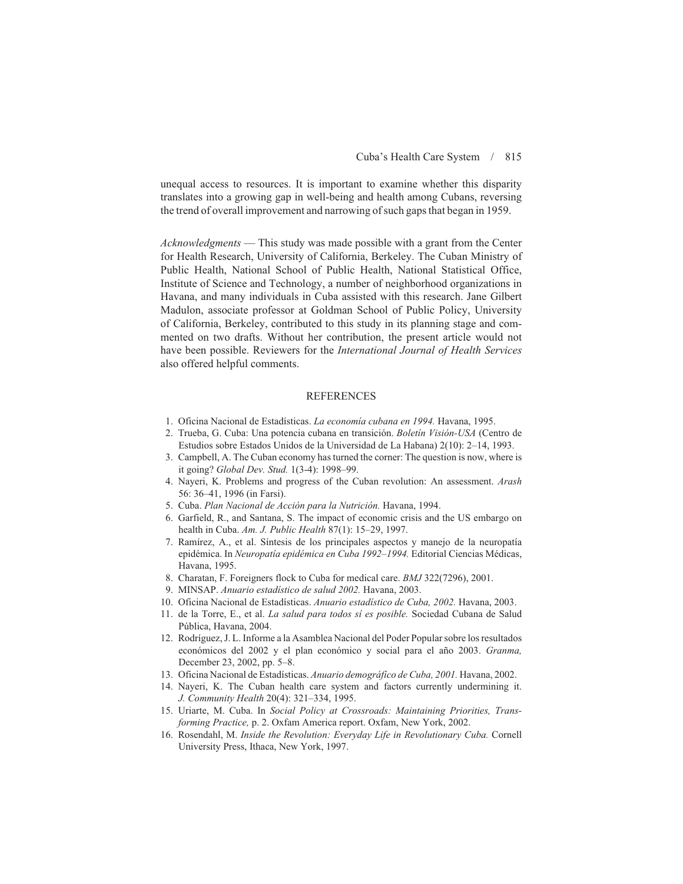unequal access to resources. It is important to examine whether this disparity translates into a growing gap in well-being and health among Cubans, reversing the trend of overall improvement and narrowing of such gaps that began in 1959.

*Acknowledgments* — This study was made possible with a grant from the Center for Health Research, University of California, Berkeley. The Cuban Ministry of Public Health, National School of Public Health, National Statistical Office, Institute of Science and Technology, a number of neighborhood organizations in Havana, and many individuals in Cuba assisted with this research. Jane Gilbert Madulon, associate professor at Goldman School of Public Policy, University of California, Berkeley, contributed to this study in its planning stage and commented on two drafts. Without her contribution, the present article would not have been possible. Reviewers for the *International Journal of Health Services* also offered helpful comments.

## REFERENCES

1. Oficina Nacional de Estadísticas. *La economía cubana en 1994.* Havana, 1995.
2. Trueba, G. Cuba: Una potencia cubana en transición. *Boletín Visión-USA* (Centro de Estudios sobre Estados Unidos de la Universidad de La Habana) 2(10): 2–14, 1993.
3. Campbell, A. The Cuban economy has turned the corner: The question is now, where is it going? *Global Dev. Stud.* 1(3-4): 1998–99.
4. Nayeri, K. Problems and progress of the Cuban revolution: An assessment. *Arash* 56: 36–41, 1996 (in Farsi).
5. Cuba. *Plan Nacional de Acción para la Nutrición.* Havana, 1994.
6. Garfield, R., and Santana, S. The impact of economic crisis and the US embargo on health in Cuba. *Am. J. Public Health* 87(1): 15–29, 1997.
7. Ramírez, A., et al. Síntesis de los principales aspectos y manejo de la neuropatía epidémica. In *Neuropatía epidémica en Cuba 1992–1994.* Editorial Ciencias Médicas, Havana, 1995.
8. Charatan, F. Foreigners flock to Cuba for medical care. *BMJ* 322(7296), 2001.
9. MINSAP. *Anuario estadístico de salud 2002.* Havana, 2003.
10. Oficina Nacional de Estadísticas. *Anuario estadístico de Cuba, 2002.* Havana, 2003.
11. de la Torre, E., et al. *La salud para todos sí es posible.* Sociedad Cubana de Salud Pública, Havana, 2004.
12. Rodríguez, J. L. Informe a la Asamblea Nacional del Poder Popular sobre los resultados económicos del 2002 y el plan económico y social para el año 2003. *Granma,* December 23, 2002, pp. 5–8.
13. Oficina Nacional de Estadísticas. *Anuario demográfico de Cuba, 2001.* Havana, 2002.
14. Nayeri, K. The Cuban health care system and factors currently undermining it. *J. Community Health* 20(4): 321–334, 1995.
15. Uriarte, M. Cuba. In *Social Policy at Crossroads: Maintaining Priorities, Transforming Practice,* p. 2. Oxfam America report. Oxfam, New York, 2002.
16. Rosendahl, M. *Inside the Revolution: Everyday Life in Revolutionary Cuba.* Cornell University Press, Ithaca, New York, 1997.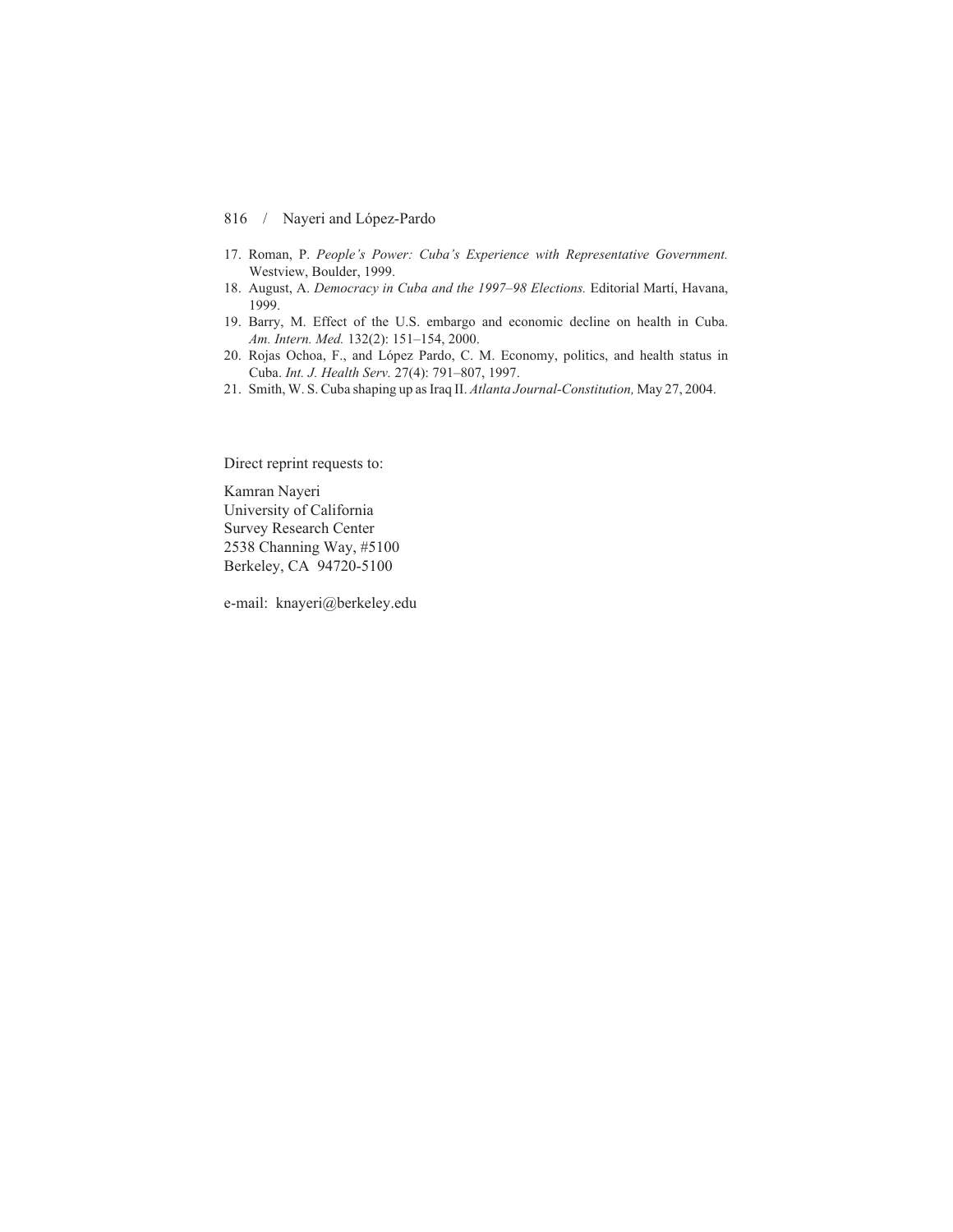17. Roman, P. *People's Power: Cuba's Experience with Representative Government.* Westview, Boulder, 1999.
18. August, A. *Democracy in Cuba and the 1997–98 Elections.* Editorial Martí, Havana, 1999.
19. Barry, M. Effect of the U.S. embargo and economic decline on health in Cuba. *Am. Intern. Med.* 132(2): 151–154, 2000.
20. Rojas Ochoa, F., and López Pardo, C. M. Economy, politics, and health status in Cuba. *Int. J. Health Serv.* 27(4): 791–807, 1997.
21. Smith, W. S. Cuba shaping up as Iraq II. *Atlanta Journal-Constitution,* May 27, 2004.

Direct reprint requests to:

Kamran Nayeri
University of California
Survey Research Center
2538 Channing Way, #5100
Berkeley, CA 94720-5100

e-mail: knayeri@berkeley.edu